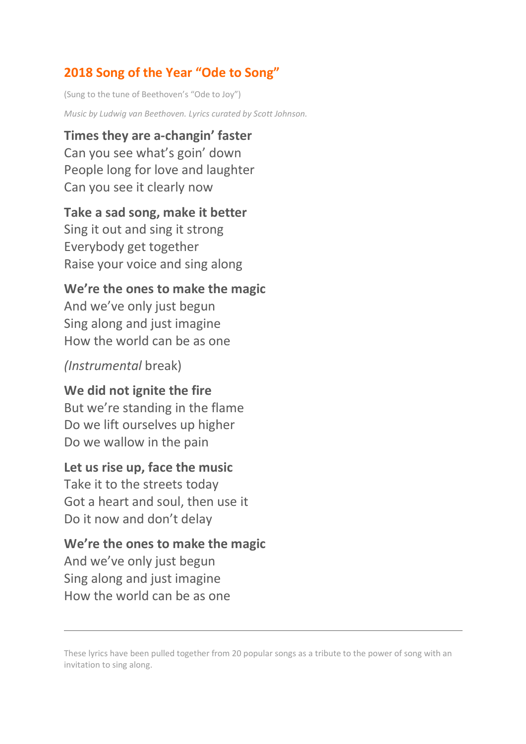## 2018 Song of the Year "Ode to Song"

(Sung to the tune of Beethoven's "Ode to Joy")

*Music by Ludwig van Beethoven. Lyrics curated by Scott Johnson.*

**Times they are a-changin' faster**
Can you see what's goin' down
People long for love and laughter
Can you see it clearly now

**Take a sad song, make it better**
Sing it out and sing it strong
Everybody get together
Raise your voice and sing along

**We're the ones to make the magic**
And we've only just begun
Sing along and just imagine
How the world can be as one

(*Instrumental* break)

**We did not ignite the fire**
But we're standing in the flame
Do we lift ourselves up higher
Do we wallow in the pain

**Let us rise up, face the music**
Take it to the streets today
Got a heart and soul, then use it
Do it now and don't delay

**We're the ones to make the magic**
And we've only just begun
Sing along and just imagine
How the world can be as one

---

These lyrics have been pulled together from 20 popular songs as a tribute to the power of song with an invitation to sing along.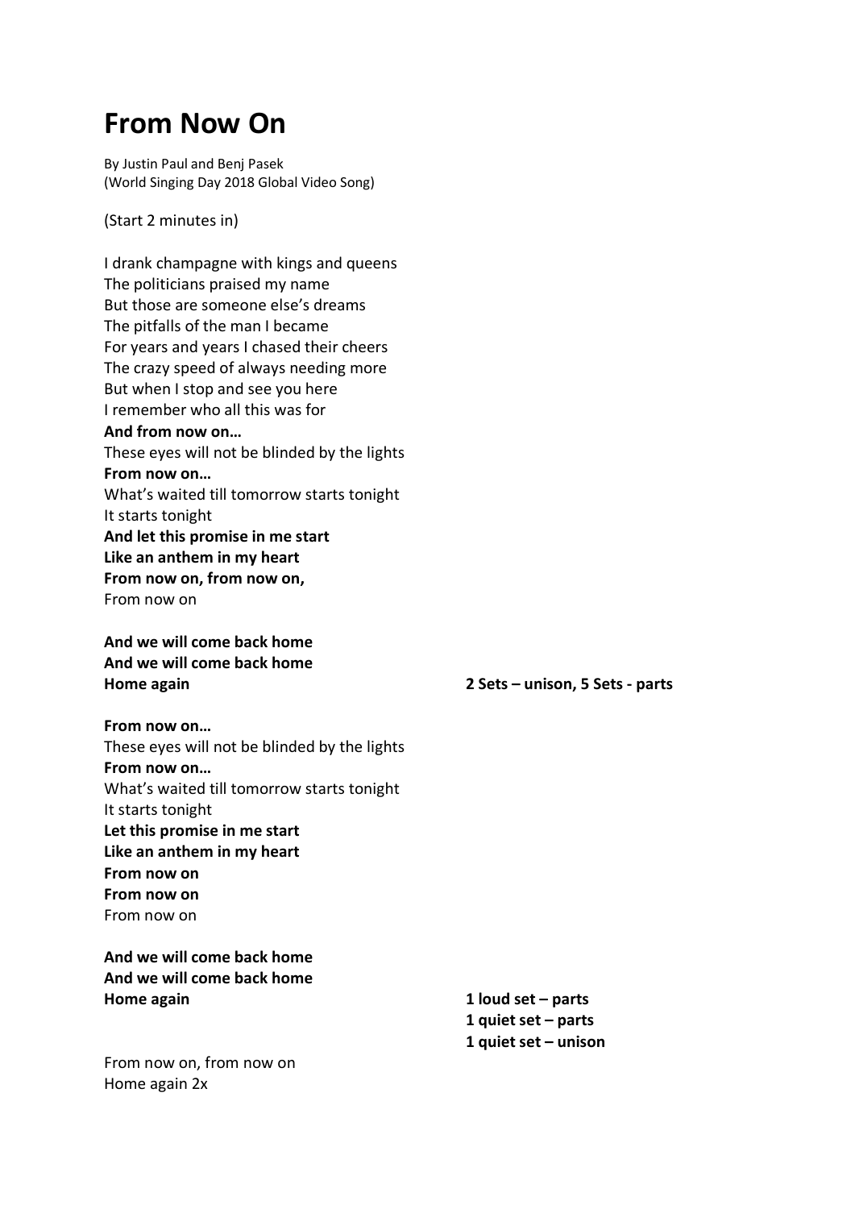# From Now On

By Justin Paul and Benj Pasek
(World Singing Day 2018 Global Video Song)

(Start 2 minutes in)

I drank champagne with kings and queens
The politicians praised my name
But those are someone else's dreams
The pitfalls of the man I became
For years and years I chased their cheers
The crazy speed of always needing more
But when I stop and see you here
I remember who all this was for
**And from now on…**
These eyes will not be blinded by the lights
**From now on…**
What's waited till tomorrow starts tonight
It starts tonight
**And let this promise in me start**
**Like an anthem in my heart**
**From now on, from now on,**
From now on

**And we will come back home**
**And we will come back home**
**Home again**

**2 Sets – unison, 5 Sets - parts**

**From now on…**
These eyes will not be blinded by the lights
**From now on…**
What's waited till tomorrow starts tonight
It starts tonight
**Let this promise in me start**
**Like an anthem in my heart**
**From now on**
**From now on**
From now on

**And we will come back home**
**And we will come back home**
**Home again**

**1 loud set – parts**
**1 quiet set – parts**
**1 quiet set – unison**

From now on, from now on
Home again 2x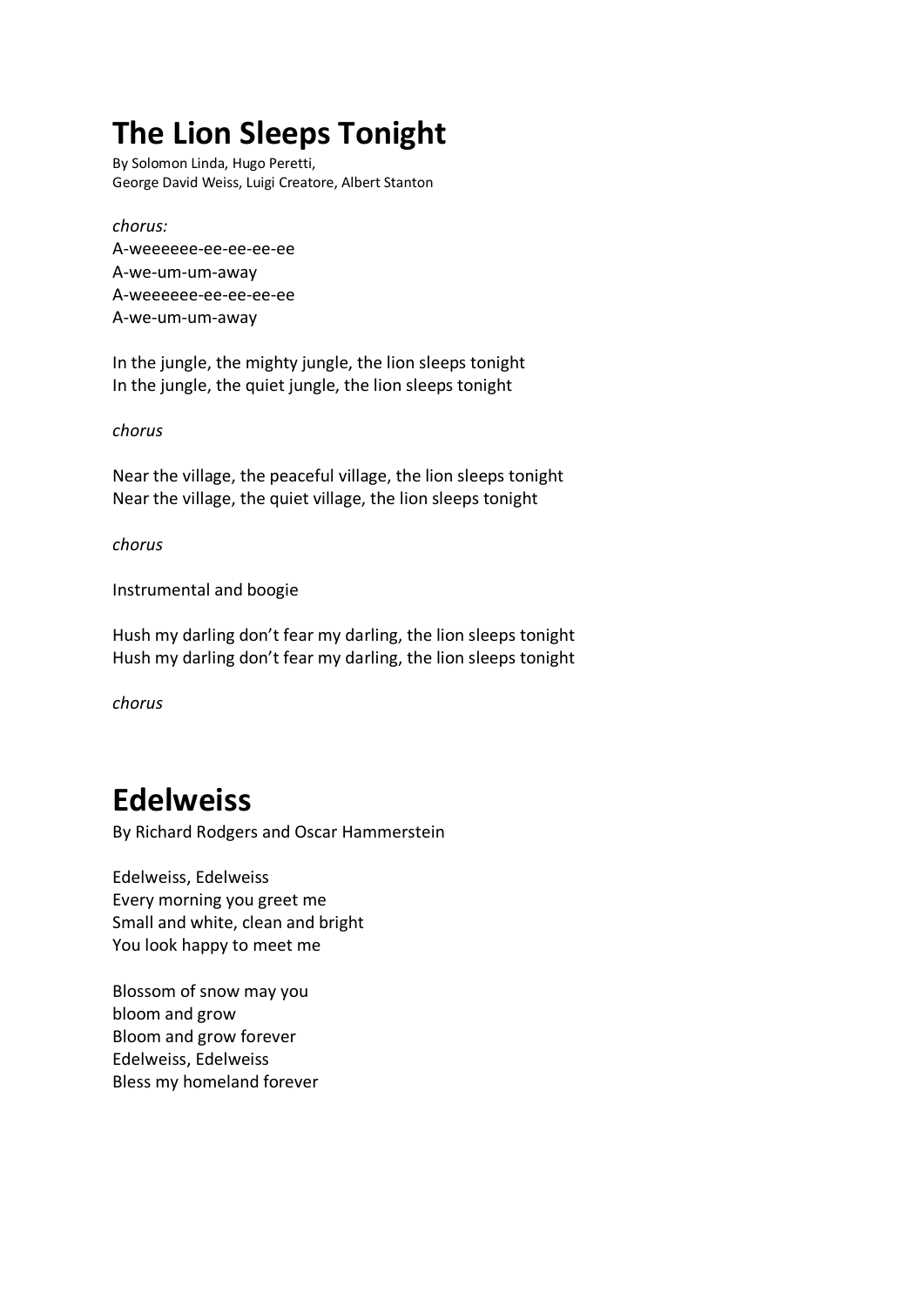# The Lion Sleeps Tonight

By Solomon Linda, Hugo Peretti,
George David Weiss, Luigi Creatore, Albert Stanton

*chorus:*
A-weeeeee-ee-ee-ee-ee
A-we-um-um-away
A-weeeeee-ee-ee-ee-ee
A-we-um-um-away

In the jungle, the mighty jungle, the lion sleeps tonight
In the jungle, the quiet jungle, the lion sleeps tonight

*chorus*

Near the village, the peaceful village, the lion sleeps tonight
Near the village, the quiet village, the lion sleeps tonight

*chorus*

Instrumental and boogie

Hush my darling don't fear my darling, the lion sleeps tonight
Hush my darling don't fear my darling, the lion sleeps tonight

*chorus*

# Edelweiss

By Richard Rodgers and Oscar Hammerstein

Edelweiss, Edelweiss
Every morning you greet me
Small and white, clean and bright
You look happy to meet me

Blossom of snow may you
bloom and grow
Bloom and grow forever
Edelweiss, Edelweiss
Bless my homeland forever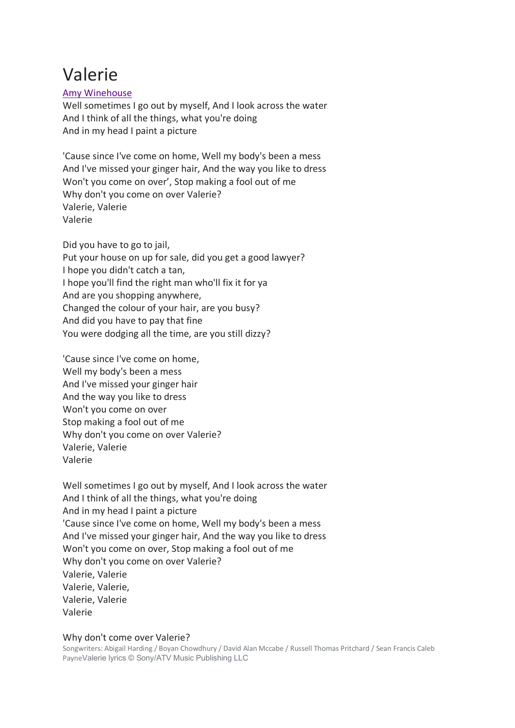# Valerie

Amy Winehouse

Well sometimes I go out by myself, And I look across the water
And I think of all the things, what you're doing
And in my head I paint a picture

'Cause since I've come on home, Well my body's been a mess
And I've missed your ginger hair, And the way you like to dress
Won't you come on over’, Stop making a fool out of me
Why don't you come on over Valerie?
Valerie, Valerie
Valerie

Did you have to go to jail,
Put your house on up for sale, did you get a good lawyer?
I hope you didn't catch a tan,
I hope you'll find the right man who'll fix it for ya
And are you shopping anywhere,
Changed the colour of your hair, are you busy?
And did you have to pay that fine
You were dodging all the time, are you still dizzy?

'Cause since I've come on home,
Well my body's been a mess
And I've missed your ginger hair
And the way you like to dress
Won't you come on over
Stop making a fool out of me
Why don't you come on over Valerie?
Valerie, Valerie
Valerie

Well sometimes I go out by myself, And I look across the water
And I think of all the things, what you're doing
And in my head I paint a picture
'Cause since I've come on home, Well my body's been a mess
And I've missed your ginger hair, And the way you like to dress
Won't you come on over, Stop making a fool out of me
Why don't you come on over Valerie?
Valerie, Valerie
Valerie, Valerie,
Valerie, Valerie
Valerie

Why don't come over Valerie?

Songwriters: Abigail Harding / Boyan Chowdhury / David Alan Mccabe / Russell Thomas Pritchard / Sean Francis Caleb PayneValerie lyrics © Sony/ATV Music Publishing LLC